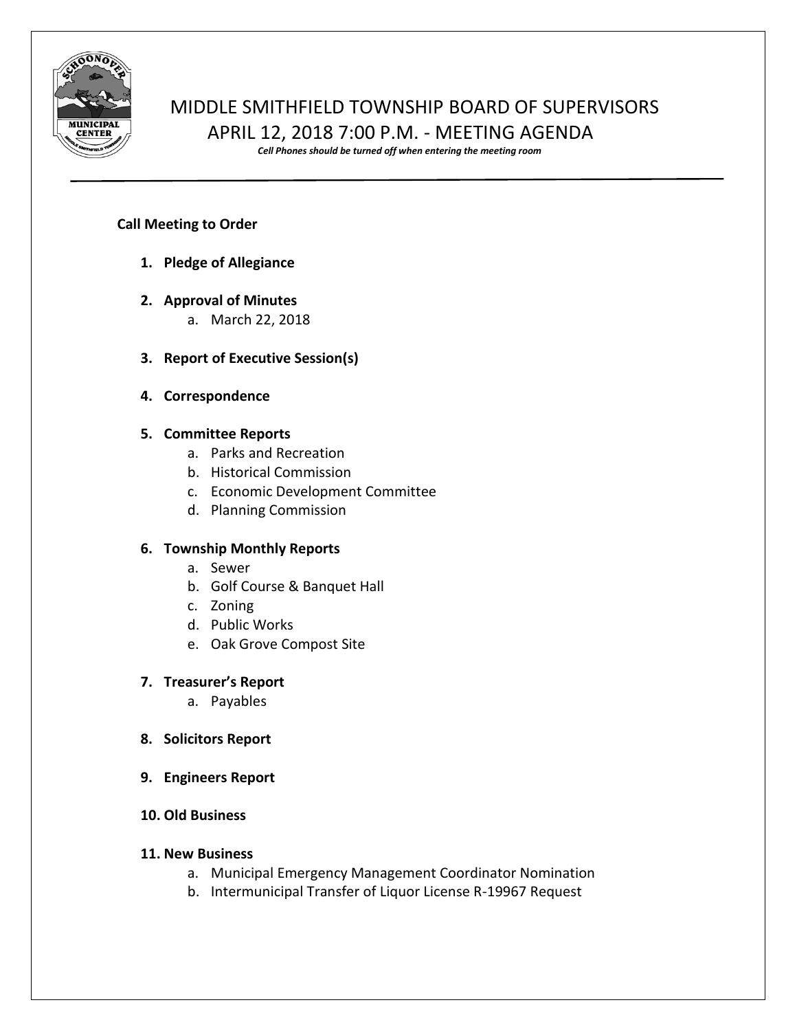# MIDDLE SMITHFIELD TOWNSHIP BOARD OF SUPERVISORS

## APRIL 12, 2018 7:00 P.M. - MEETING AGENDA

***Cell Phones should be turned off when entering the meeting room***

---

**Call Meeting to Order**

1. **Pledge of Allegiance**
2. **Approval of Minutes**
   a. March 22, 2018
3. **Report of Executive Session(s)**
4. **Correspondence**
5. **Committee Reports**
   a. Parks and Recreation
   b. Historical Commission
   c. Economic Development Committee
   d. Planning Commission
6. **Township Monthly Reports**
   a. Sewer
   b. Golf Course & Banquet Hall
   c. Zoning
   d. Public Works
   e. Oak Grove Compost Site
7. **Treasurer's Report**
   a. Payables
8. **Solicitors Report**
9. **Engineers Report**
10. **Old Business**
11. **New Business**
   a. Municipal Emergency Management Coordinator Nomination
   b. Intermunicipal Transfer of Liquor License R-19967 Request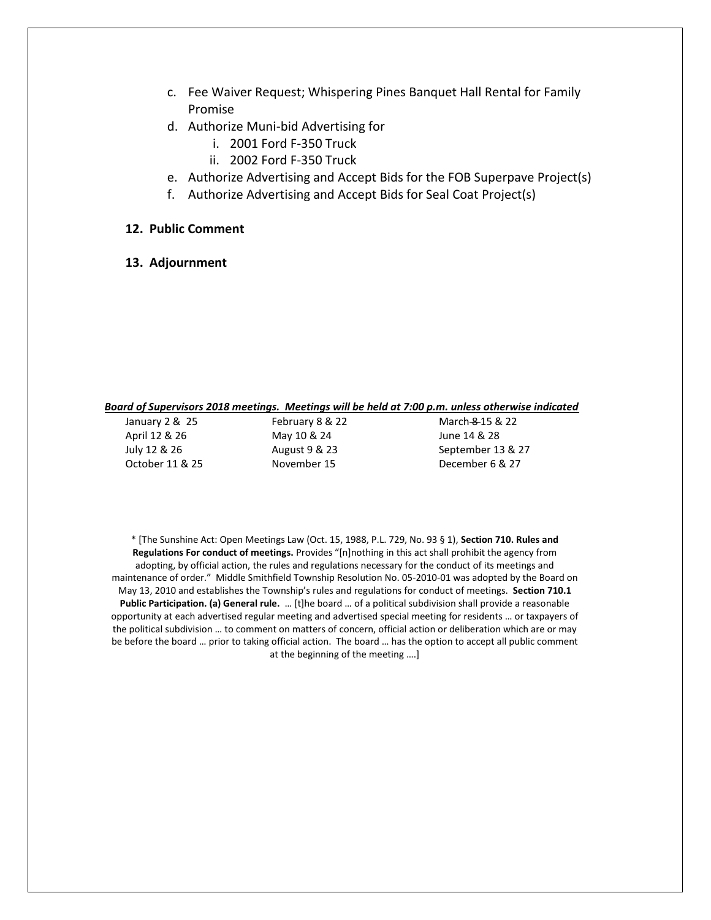c. Fee Waiver Request; Whispering Pines Banquet Hall Rental for Family Promise
d. Authorize Muni-bid Advertising for
    i. 2001 Ford F-350 Truck
    ii. 2002 Ford F-350 Truck
e. Authorize Advertising and Accept Bids for the FOB Superpave Project(s)
f. Authorize Advertising and Accept Bids for Seal Coat Project(s)

**12. Public Comment**

**13. Adjournment**

***<u>Board of Supervisors 2018 meetings. Meetings will be held at 7:00 p.m. unless otherwise indicated</u>***

| | | |
|---|---|---|
| January 2 & 25 | February 8 & 22 | March ~~8~~ 15 & 22 |
| April 12 & 26 | May 10 & 24 | June 14 & 28 |
| July 12 & 26 | August 9 & 23 | September 13 & 27 |
| October 11 & 25 | November 15 | December 6 & 27 |

* [The Sunshine Act: Open Meetings Law (Oct. 15, 1988, P.L. 729, No. 93 § 1), **Section 710. Rules and Regulations For conduct of meetings.** Provides "[n]othing in this act shall prohibit the agency from adopting, by official action, the rules and regulations necessary for the conduct of its meetings and maintenance of order." Middle Smithfield Township Resolution No. 05-2010-01 was adopted by the Board on May 13, 2010 and establishes the Township's rules and regulations for conduct of meetings. **Section 710.1 Public Participation. (a) General rule.** … [t]he board … of a political subdivision shall provide a reasonable opportunity at each advertised regular meeting and advertised special meeting for residents … or taxpayers of the political subdivision … to comment on matters of concern, official action or deliberation which are or may be before the board … prior to taking official action. The board … has the option to accept all public comment at the beginning of the meeting ….]